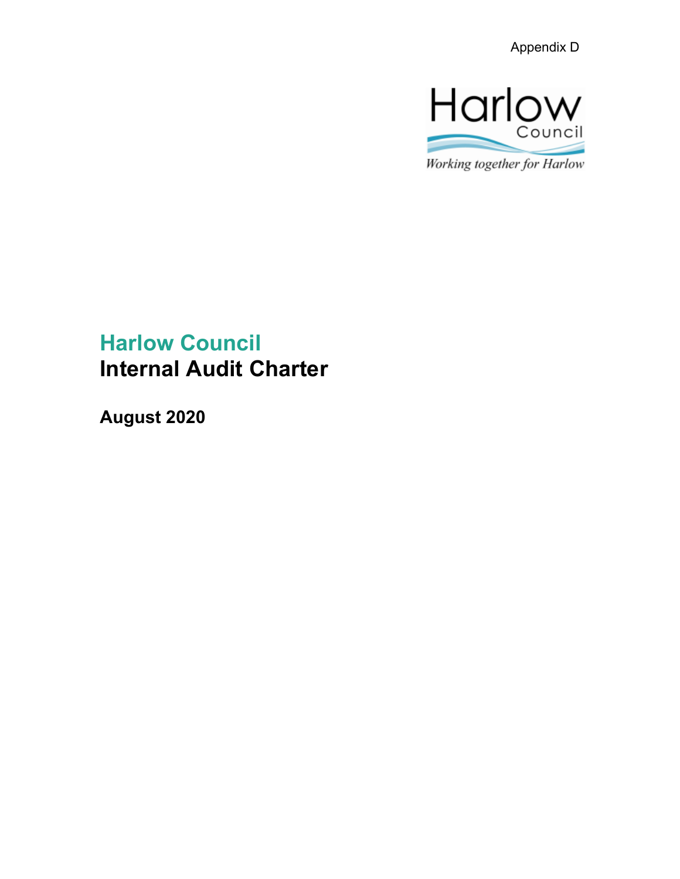Appendix D

Harlow Council

Working together for Harlow

# Harlow Council
# Internal Audit Charter

**August 2020**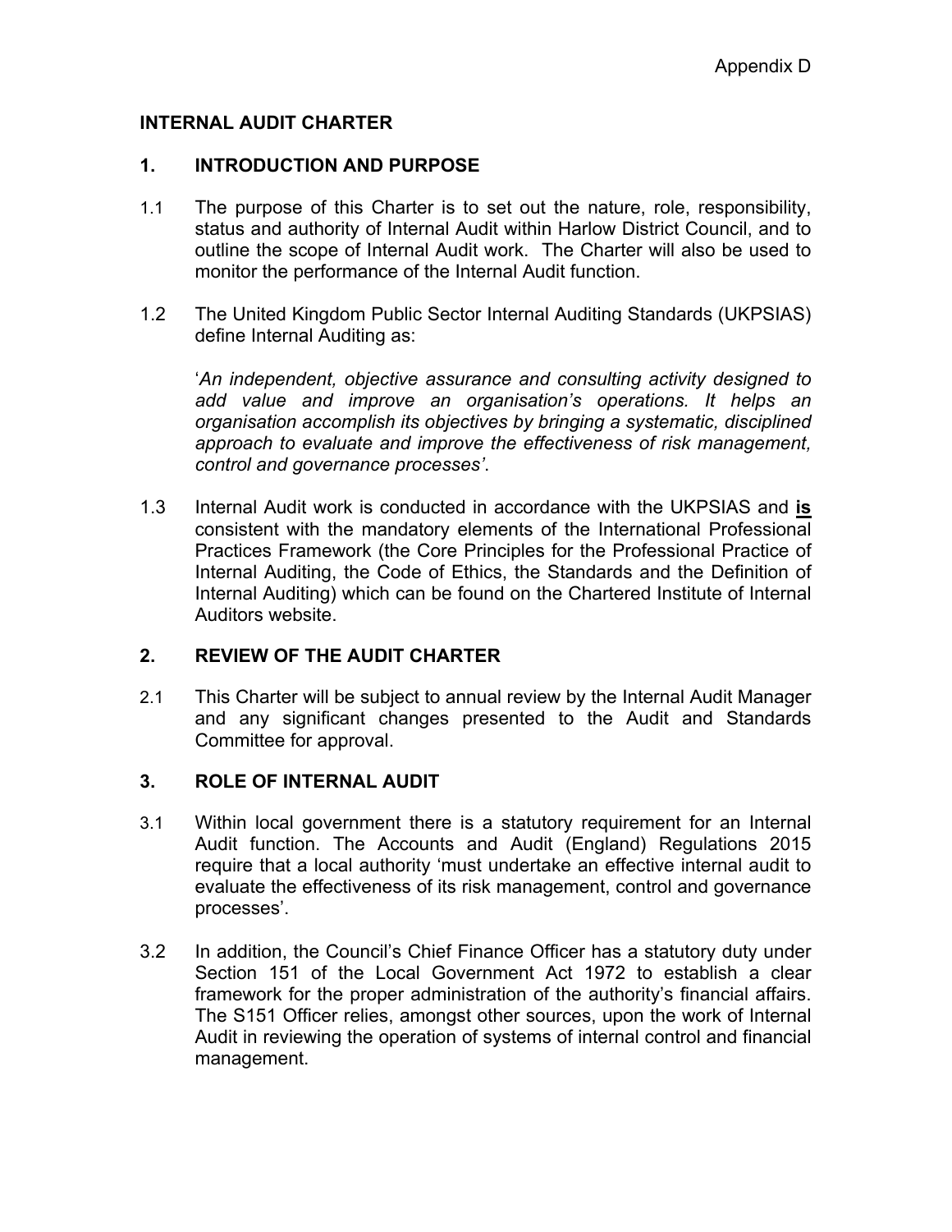Appendix D

# INTERNAL AUDIT CHARTER

## 1. INTRODUCTION AND PURPOSE

1.1 The purpose of this Charter is to set out the nature, role, responsibility, status and authority of Internal Audit within Harlow District Council, and to outline the scope of Internal Audit work. The Charter will also be used to monitor the performance of the Internal Audit function.

1.2 The United Kingdom Public Sector Internal Auditing Standards (UKPSIAS) define Internal Auditing as:

'*An independent, objective assurance and consulting activity designed to add value and improve an organisation's operations. It helps an organisation accomplish its objectives by bringing a systematic, disciplined approach to evaluate and improve the effectiveness of risk management, control and governance processes'*.

1.3 Internal Audit work is conducted in accordance with the UKPSIAS and **<u>is</u>** consistent with the mandatory elements of the International Professional Practices Framework (the Core Principles for the Professional Practice of Internal Auditing, the Code of Ethics, the Standards and the Definition of Internal Auditing) which can be found on the Chartered Institute of Internal Auditors website.

## 2. REVIEW OF THE AUDIT CHARTER

2.1 This Charter will be subject to annual review by the Internal Audit Manager and any significant changes presented to the Audit and Standards Committee for approval.

## 3. ROLE OF INTERNAL AUDIT

3.1 Within local government there is a statutory requirement for an Internal Audit function. The Accounts and Audit (England) Regulations 2015 require that a local authority 'must undertake an effective internal audit to evaluate the effectiveness of its risk management, control and governance processes'.

3.2 In addition, the Council's Chief Finance Officer has a statutory duty under Section 151 of the Local Government Act 1972 to establish a clear framework for the proper administration of the authority's financial affairs. The S151 Officer relies, amongst other sources, upon the work of Internal Audit in reviewing the operation of systems of internal control and financial management.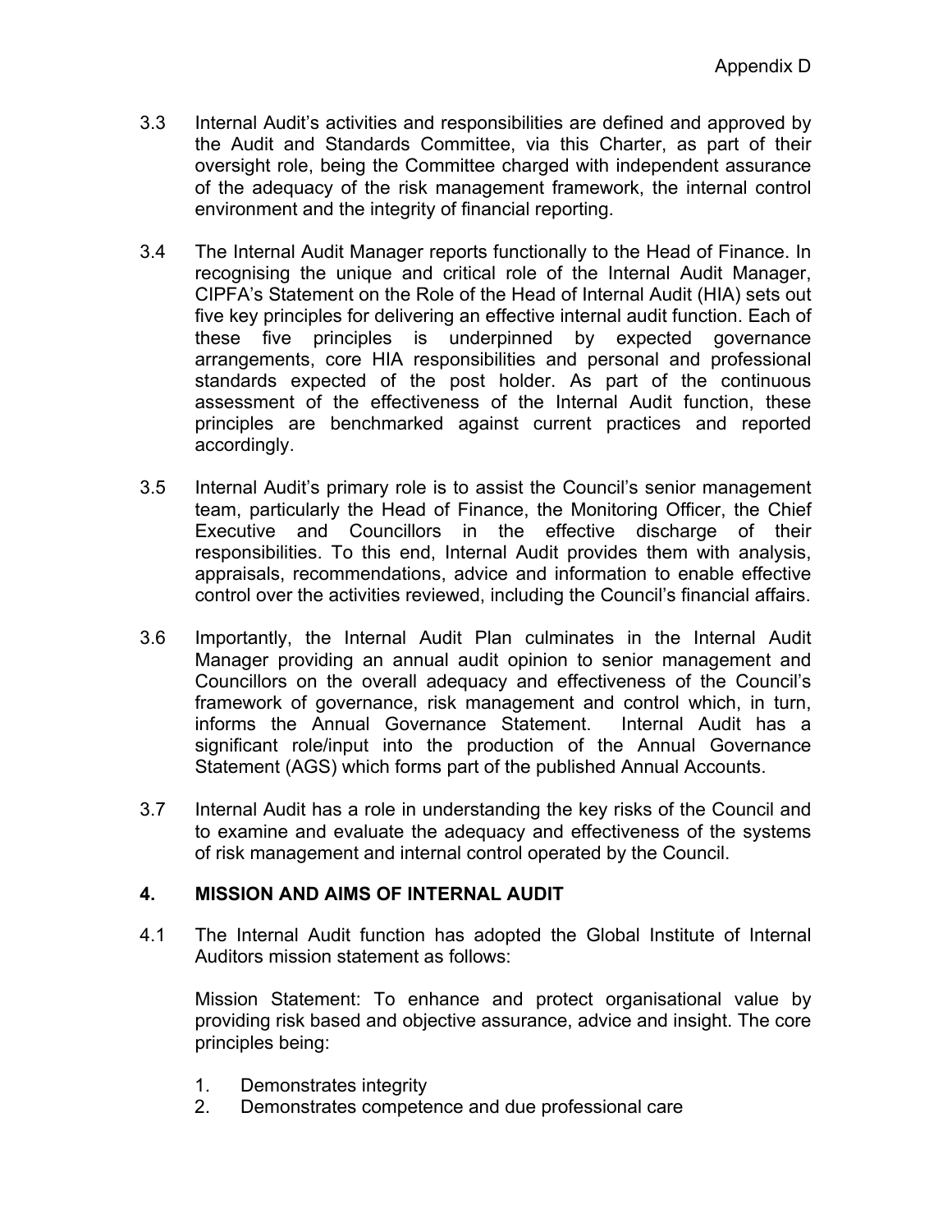3.3 Internal Audit's activities and responsibilities are defined and approved by the Audit and Standards Committee, via this Charter, as part of their oversight role, being the Committee charged with independent assurance of the adequacy of the risk management framework, the internal control environment and the integrity of financial reporting.

3.4 The Internal Audit Manager reports functionally to the Head of Finance. In recognising the unique and critical role of the Internal Audit Manager, CIPFA's Statement on the Role of the Head of Internal Audit (HIA) sets out five key principles for delivering an effective internal audit function. Each of these five principles is underpinned by expected governance arrangements, core HIA responsibilities and personal and professional standards expected of the post holder. As part of the continuous assessment of the effectiveness of the Internal Audit function, these principles are benchmarked against current practices and reported accordingly.

3.5 Internal Audit's primary role is to assist the Council's senior management team, particularly the Head of Finance, the Monitoring Officer, the Chief Executive and Councillors in the effective discharge of their responsibilities. To this end, Internal Audit provides them with analysis, appraisals, recommendations, advice and information to enable effective control over the activities reviewed, including the Council's financial affairs.

3.6 Importantly, the Internal Audit Plan culminates in the Internal Audit Manager providing an annual audit opinion to senior management and Councillors on the overall adequacy and effectiveness of the Council's framework of governance, risk management and control which, in turn, informs the Annual Governance Statement. Internal Audit has a significant role/input into the production of the Annual Governance Statement (AGS) which forms part of the published Annual Accounts.

3.7 Internal Audit has a role in understanding the key risks of the Council and to examine and evaluate the adequacy and effectiveness of the systems of risk management and internal control operated by the Council.

## 4. MISSION AND AIMS OF INTERNAL AUDIT

4.1 The Internal Audit function has adopted the Global Institute of Internal Auditors mission statement as follows:

Mission Statement: To enhance and protect organisational value by providing risk based and objective assurance, advice and insight. The core principles being:

1. Demonstrates integrity
2. Demonstrates competence and due professional care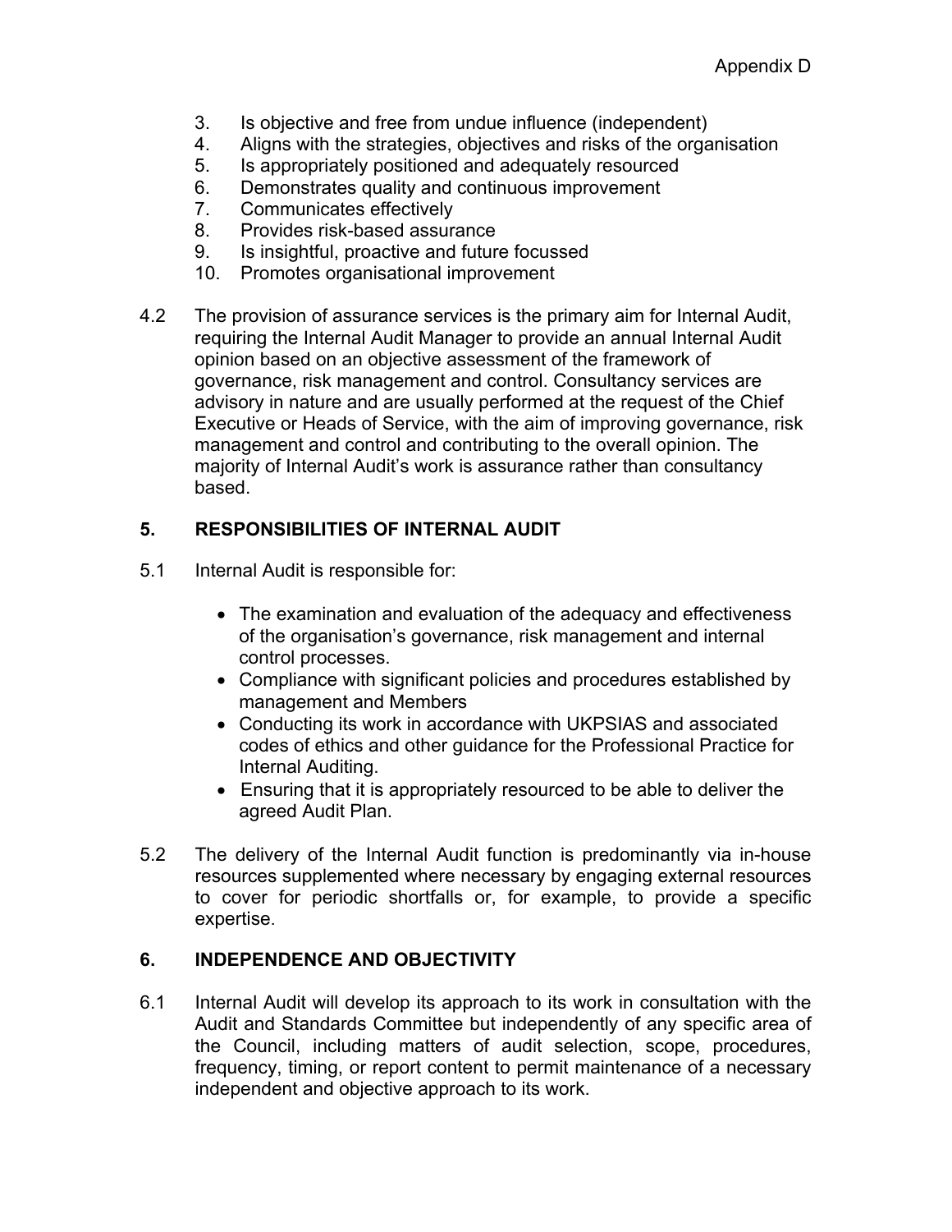3. Is objective and free from undue influence (independent)
4. Aligns with the strategies, objectives and risks of the organisation
5. Is appropriately positioned and adequately resourced
6. Demonstrates quality and continuous improvement
7. Communicates effectively
8. Provides risk-based assurance
9. Is insightful, proactive and future focussed
10. Promotes organisational improvement

4.2 The provision of assurance services is the primary aim for Internal Audit, requiring the Internal Audit Manager to provide an annual Internal Audit opinion based on an objective assessment of the framework of governance, risk management and control. Consultancy services are advisory in nature and are usually performed at the request of the Chief Executive or Heads of Service, with the aim of improving governance, risk management and control and contributing to the overall opinion. The majority of Internal Audit's work is assurance rather than consultancy based.

## 5. RESPONSIBILITIES OF INTERNAL AUDIT

5.1 Internal Audit is responsible for:

- The examination and evaluation of the adequacy and effectiveness of the organisation's governance, risk management and internal control processes.
- Compliance with significant policies and procedures established by management and Members
- Conducting its work in accordance with UKPSIAS and associated codes of ethics and other guidance for the Professional Practice for Internal Auditing.
- Ensuring that it is appropriately resourced to be able to deliver the agreed Audit Plan.

5.2 The delivery of the Internal Audit function is predominantly via in-house resources supplemented where necessary by engaging external resources to cover for periodic shortfalls or, for example, to provide a specific expertise.

## 6. INDEPENDENCE AND OBJECTIVITY

6.1 Internal Audit will develop its approach to its work in consultation with the Audit and Standards Committee but independently of any specific area of the Council, including matters of audit selection, scope, procedures, frequency, timing, or report content to permit maintenance of a necessary independent and objective approach to its work.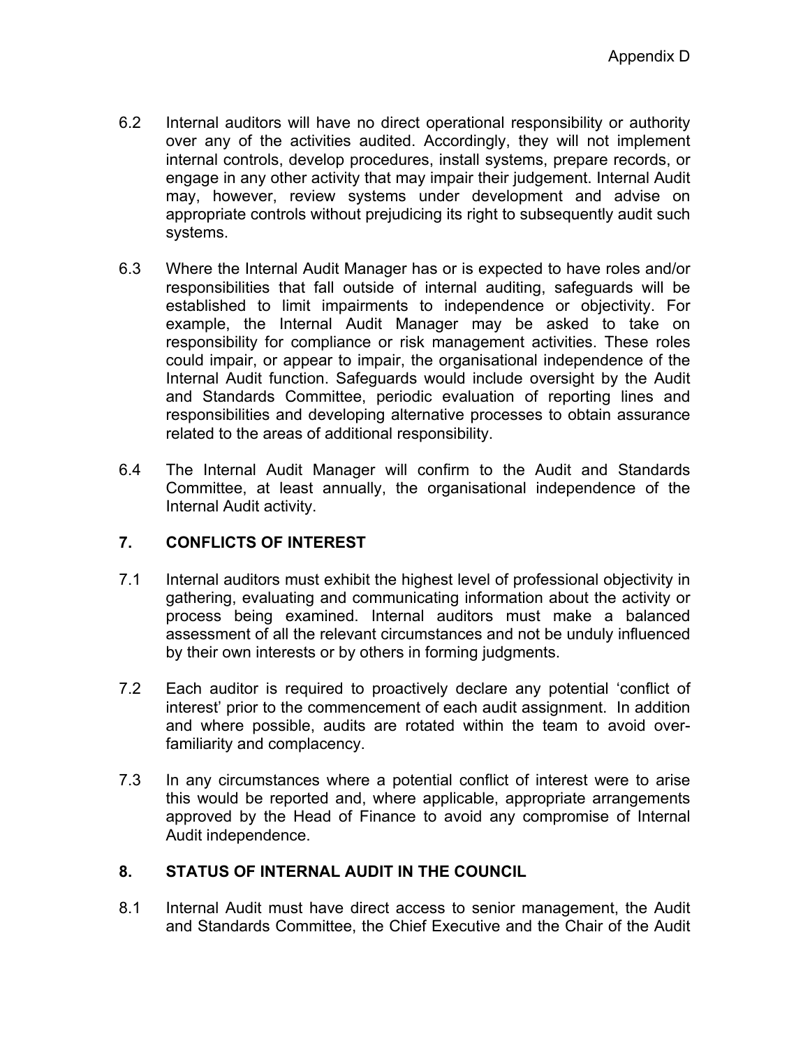6.2 Internal auditors will have no direct operational responsibility or authority over any of the activities audited. Accordingly, they will not implement internal controls, develop procedures, install systems, prepare records, or engage in any other activity that may impair their judgement. Internal Audit may, however, review systems under development and advise on appropriate controls without prejudicing its right to subsequently audit such systems.

6.3 Where the Internal Audit Manager has or is expected to have roles and/or responsibilities that fall outside of internal auditing, safeguards will be established to limit impairments to independence or objectivity. For example, the Internal Audit Manager may be asked to take on responsibility for compliance or risk management activities. These roles could impair, or appear to impair, the organisational independence of the Internal Audit function. Safeguards would include oversight by the Audit and Standards Committee, periodic evaluation of reporting lines and responsibilities and developing alternative processes to obtain assurance related to the areas of additional responsibility.

6.4 The Internal Audit Manager will confirm to the Audit and Standards Committee, at least annually, the organisational independence of the Internal Audit activity.

## 7. CONFLICTS OF INTEREST

7.1 Internal auditors must exhibit the highest level of professional objectivity in gathering, evaluating and communicating information about the activity or process being examined. Internal auditors must make a balanced assessment of all the relevant circumstances and not be unduly influenced by their own interests or by others in forming judgments.

7.2 Each auditor is required to proactively declare any potential 'conflict of interest' prior to the commencement of each audit assignment. In addition and where possible, audits are rotated within the team to avoid over-familiarity and complacency.

7.3 In any circumstances where a potential conflict of interest were to arise this would be reported and, where applicable, appropriate arrangements approved by the Head of Finance to avoid any compromise of Internal Audit independence.

## 8. STATUS OF INTERNAL AUDIT IN THE COUNCIL

8.1 Internal Audit must have direct access to senior management, the Audit and Standards Committee, the Chief Executive and the Chair of the Audit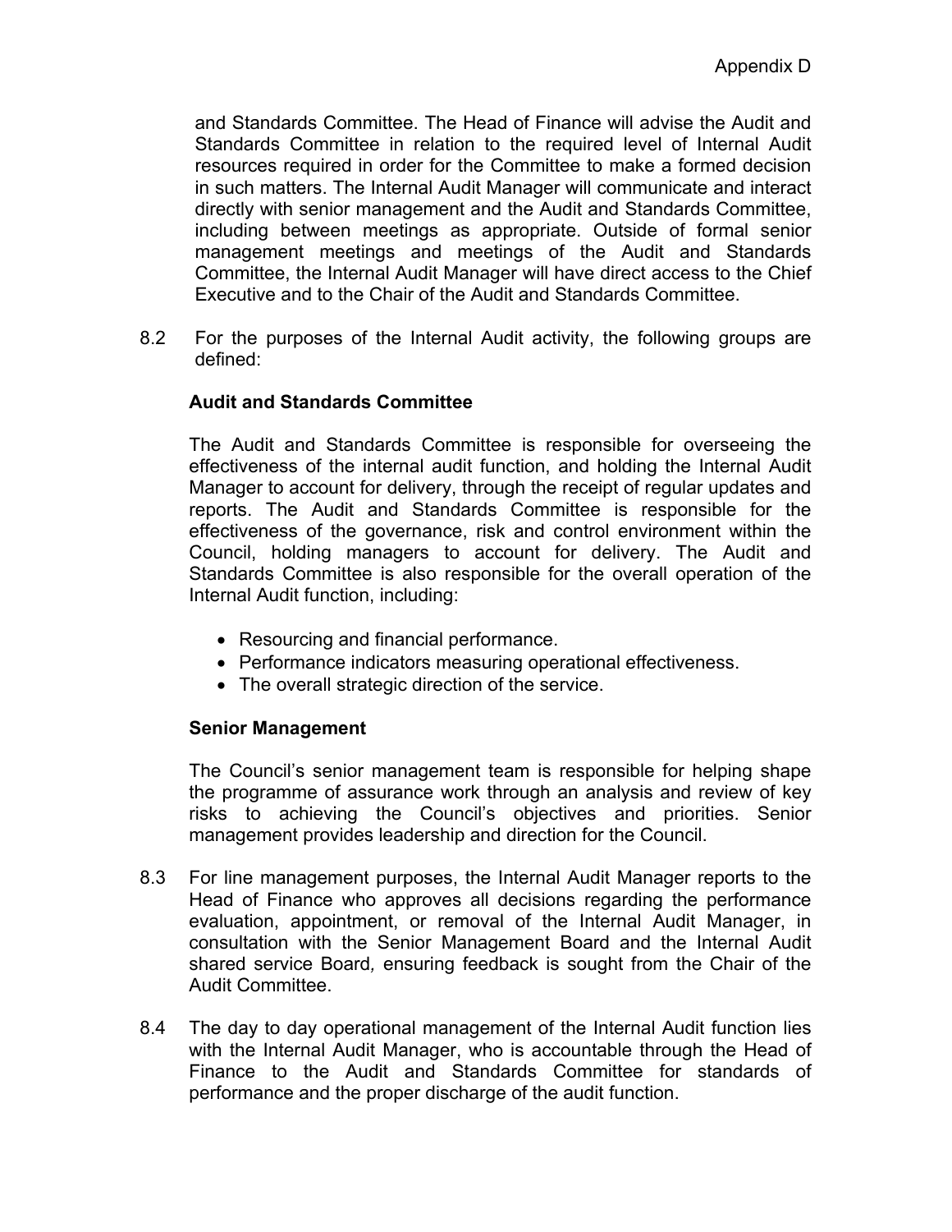and Standards Committee. The Head of Finance will advise the Audit and Standards Committee in relation to the required level of Internal Audit resources required in order for the Committee to make a formed decision in such matters. The Internal Audit Manager will communicate and interact directly with senior management and the Audit and Standards Committee, including between meetings as appropriate. Outside of formal senior management meetings and meetings of the Audit and Standards Committee, the Internal Audit Manager will have direct access to the Chief Executive and to the Chair of the Audit and Standards Committee.

8.2 For the purposes of the Internal Audit activity, the following groups are defined:

**Audit and Standards Committee**

The Audit and Standards Committee is responsible for overseeing the effectiveness of the internal audit function, and holding the Internal Audit Manager to account for delivery, through the receipt of regular updates and reports. The Audit and Standards Committee is responsible for the effectiveness of the governance, risk and control environment within the Council, holding managers to account for delivery. The Audit and Standards Committee is also responsible for the overall operation of the Internal Audit function, including:

- Resourcing and financial performance.
- Performance indicators measuring operational effectiveness.
- The overall strategic direction of the service.

**Senior Management**

The Council's senior management team is responsible for helping shape the programme of assurance work through an analysis and review of key risks to achieving the Council's objectives and priorities. Senior management provides leadership and direction for the Council.

8.3 For line management purposes, the Internal Audit Manager reports to the Head of Finance who approves all decisions regarding the performance evaluation, appointment, or removal of the Internal Audit Manager, in consultation with the Senior Management Board and the Internal Audit shared service Board*,* ensuring feedback is sought from the Chair of the Audit Committee.

8.4 The day to day operational management of the Internal Audit function lies with the Internal Audit Manager, who is accountable through the Head of Finance to the Audit and Standards Committee for standards of performance and the proper discharge of the audit function.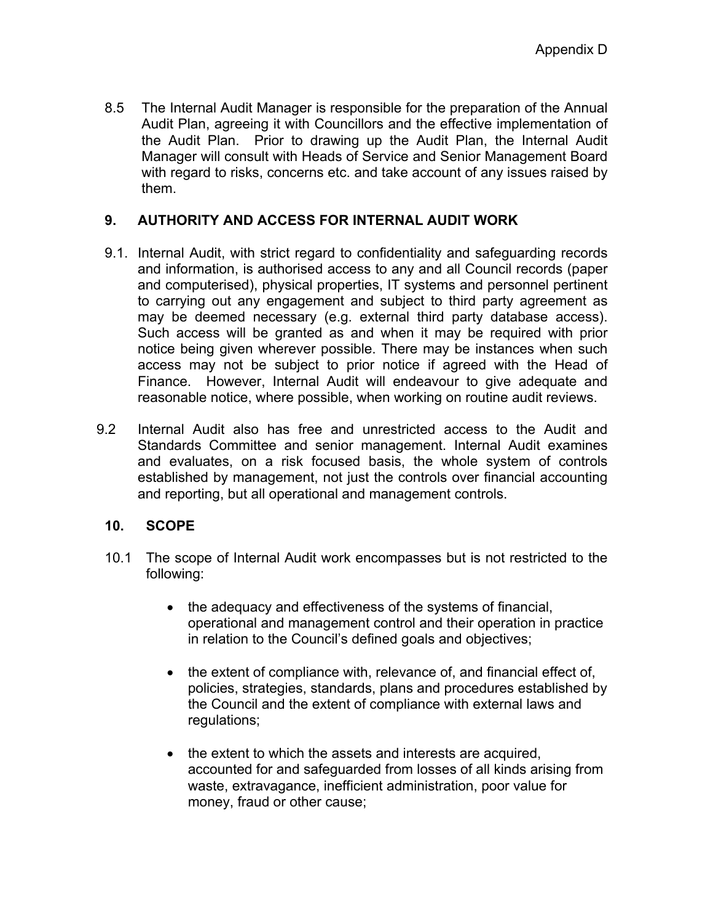8.5 The Internal Audit Manager is responsible for the preparation of the Annual Audit Plan, agreeing it with Councillors and the effective implementation of the Audit Plan. Prior to drawing up the Audit Plan, the Internal Audit Manager will consult with Heads of Service and Senior Management Board with regard to risks, concerns etc. and take account of any issues raised by them.

## 9. AUTHORITY AND ACCESS FOR INTERNAL AUDIT WORK

9.1. Internal Audit, with strict regard to confidentiality and safeguarding records and information, is authorised access to any and all Council records (paper and computerised), physical properties, IT systems and personnel pertinent to carrying out any engagement and subject to third party agreement as may be deemed necessary (e.g. external third party database access). Such access will be granted as and when it may be required with prior notice being given wherever possible. There may be instances when such access may not be subject to prior notice if agreed with the Head of Finance. However, Internal Audit will endeavour to give adequate and reasonable notice, where possible, when working on routine audit reviews.

9.2 Internal Audit also has free and unrestricted access to the Audit and Standards Committee and senior management. Internal Audit examines and evaluates, on a risk focused basis, the whole system of controls established by management, not just the controls over financial accounting and reporting, but all operational and management controls.

## 10. SCOPE

10.1 The scope of Internal Audit work encompasses but is not restricted to the following:

- the adequacy and effectiveness of the systems of financial, operational and management control and their operation in practice in relation to the Council's defined goals and objectives;
- the extent of compliance with, relevance of, and financial effect of, policies, strategies, standards, plans and procedures established by the Council and the extent of compliance with external laws and regulations;
- the extent to which the assets and interests are acquired, accounted for and safeguarded from losses of all kinds arising from waste, extravagance, inefficient administration, poor value for money, fraud or other cause;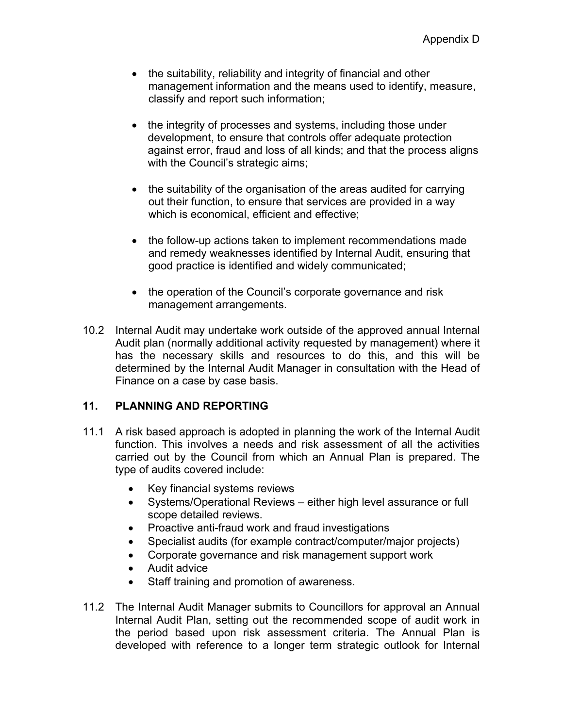- the suitability, reliability and integrity of financial and other management information and the means used to identify, measure, classify and report such information;

- the integrity of processes and systems, including those under development, to ensure that controls offer adequate protection against error, fraud and loss of all kinds; and that the process aligns with the Council's strategic aims;

- the suitability of the organisation of the areas audited for carrying out their function, to ensure that services are provided in a way which is economical, efficient and effective;

- the follow-up actions taken to implement recommendations made and remedy weaknesses identified by Internal Audit, ensuring that good practice is identified and widely communicated;

- the operation of the Council's corporate governance and risk management arrangements.

10.2 Internal Audit may undertake work outside of the approved annual Internal Audit plan (normally additional activity requested by management) where it has the necessary skills and resources to do this, and this will be determined by the Internal Audit Manager in consultation with the Head of Finance on a case by case basis.

## 11. PLANNING AND REPORTING

11.1 A risk based approach is adopted in planning the work of the Internal Audit function. This involves a needs and risk assessment of all the activities carried out by the Council from which an Annual Plan is prepared. The type of audits covered include:

- Key financial systems reviews
- Systems/Operational Reviews – either high level assurance or full scope detailed reviews.
- Proactive anti-fraud work and fraud investigations
- Specialist audits (for example contract/computer/major projects)
- Corporate governance and risk management support work
- Audit advice
- Staff training and promotion of awareness.

11.2 The Internal Audit Manager submits to Councillors for approval an Annual Internal Audit Plan, setting out the recommended scope of audit work in the period based upon risk assessment criteria. The Annual Plan is developed with reference to a longer term strategic outlook for Internal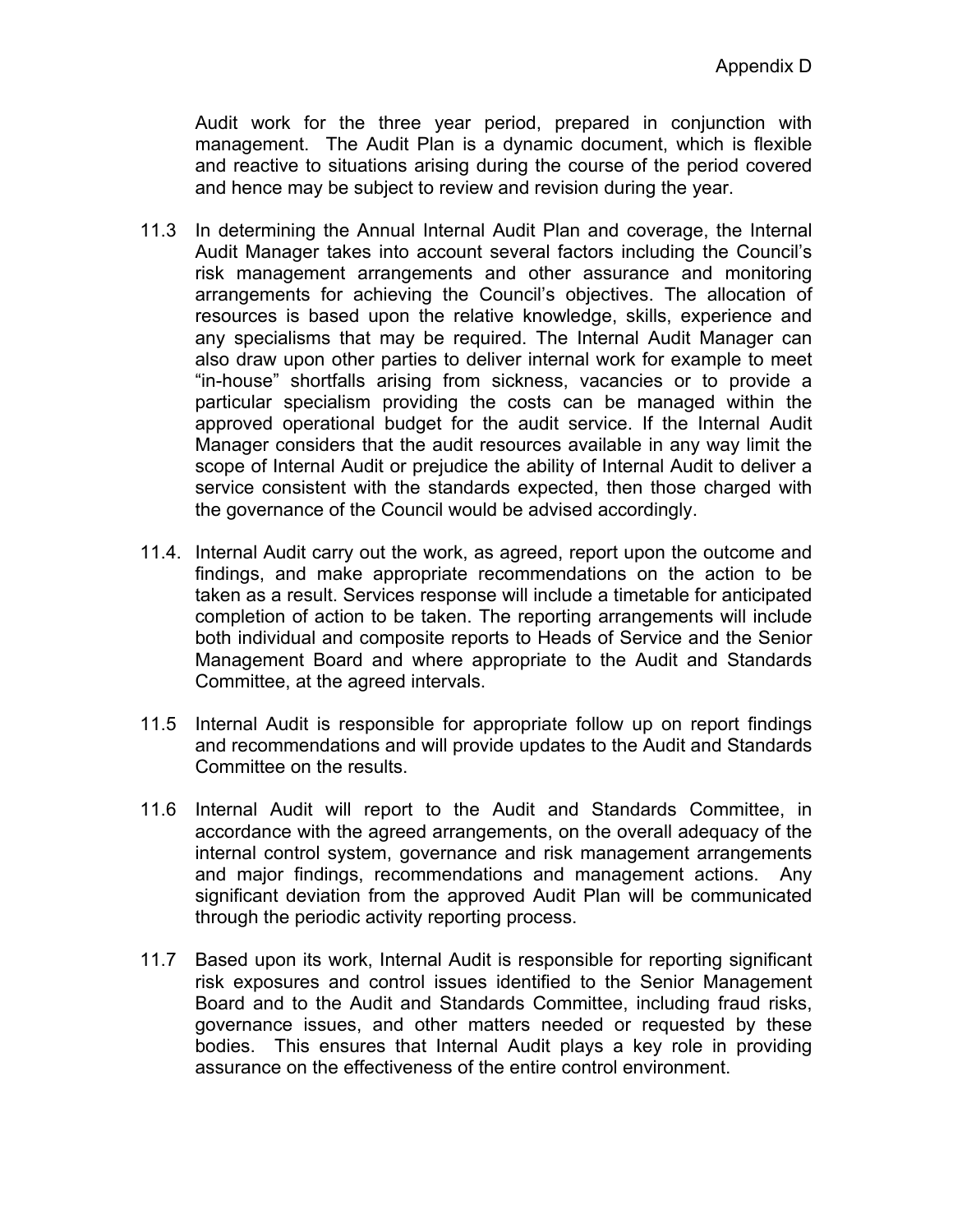Audit work for the three year period, prepared in conjunction with management. The Audit Plan is a dynamic document, which is flexible and reactive to situations arising during the course of the period covered and hence may be subject to review and revision during the year.

11.3 In determining the Annual Internal Audit Plan and coverage, the Internal Audit Manager takes into account several factors including the Council's risk management arrangements and other assurance and monitoring arrangements for achieving the Council's objectives. The allocation of resources is based upon the relative knowledge, skills, experience and any specialisms that may be required. The Internal Audit Manager can also draw upon other parties to deliver internal work for example to meet "in-house" shortfalls arising from sickness, vacancies or to provide a particular specialism providing the costs can be managed within the approved operational budget for the audit service. If the Internal Audit Manager considers that the audit resources available in any way limit the scope of Internal Audit or prejudice the ability of Internal Audit to deliver a service consistent with the standards expected, then those charged with the governance of the Council would be advised accordingly.

11.4. Internal Audit carry out the work, as agreed, report upon the outcome and findings, and make appropriate recommendations on the action to be taken as a result. Services response will include a timetable for anticipated completion of action to be taken. The reporting arrangements will include both individual and composite reports to Heads of Service and the Senior Management Board and where appropriate to the Audit and Standards Committee, at the agreed intervals.

11.5 Internal Audit is responsible for appropriate follow up on report findings and recommendations and will provide updates to the Audit and Standards Committee on the results.

11.6 Internal Audit will report to the Audit and Standards Committee, in accordance with the agreed arrangements, on the overall adequacy of the internal control system, governance and risk management arrangements and major findings, recommendations and management actions. Any significant deviation from the approved Audit Plan will be communicated through the periodic activity reporting process.

11.7 Based upon its work, Internal Audit is responsible for reporting significant risk exposures and control issues identified to the Senior Management Board and to the Audit and Standards Committee, including fraud risks, governance issues, and other matters needed or requested by these bodies. This ensures that Internal Audit plays a key role in providing assurance on the effectiveness of the entire control environment.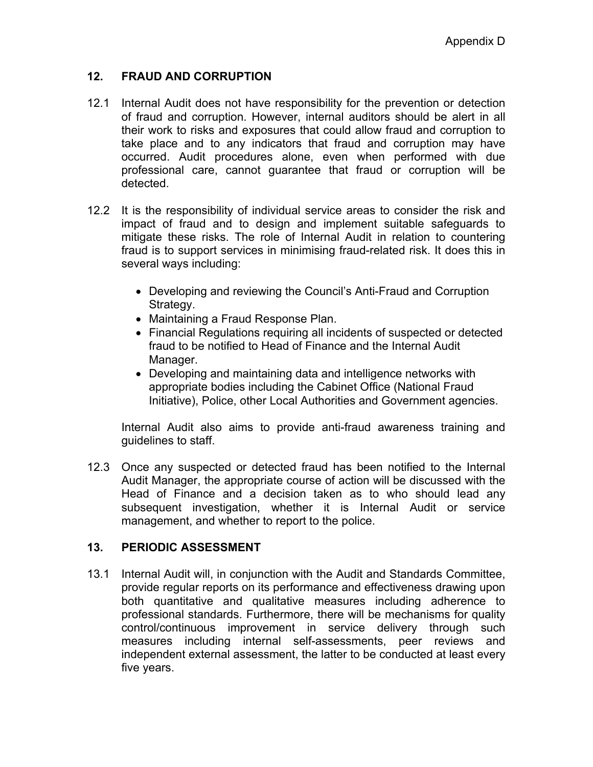## 12. FRAUD AND CORRUPTION

12.1 Internal Audit does not have responsibility for the prevention or detection of fraud and corruption. However, internal auditors should be alert in all their work to risks and exposures that could allow fraud and corruption to take place and to any indicators that fraud and corruption may have occurred. Audit procedures alone, even when performed with due professional care, cannot guarantee that fraud or corruption will be detected.

12.2 It is the responsibility of individual service areas to consider the risk and impact of fraud and to design and implement suitable safeguards to mitigate these risks. The role of Internal Audit in relation to countering fraud is to support services in minimising fraud-related risk. It does this in several ways including:

- Developing and reviewing the Council's Anti-Fraud and Corruption Strategy.
- Maintaining a Fraud Response Plan.
- Financial Regulations requiring all incidents of suspected or detected fraud to be notified to Head of Finance and the Internal Audit Manager.
- Developing and maintaining data and intelligence networks with appropriate bodies including the Cabinet Office (National Fraud Initiative), Police, other Local Authorities and Government agencies.

Internal Audit also aims to provide anti-fraud awareness training and guidelines to staff.

12.3 Once any suspected or detected fraud has been notified to the Internal Audit Manager, the appropriate course of action will be discussed with the Head of Finance and a decision taken as to who should lead any subsequent investigation, whether it is Internal Audit or service management, and whether to report to the police.

## 13. PERIODIC ASSESSMENT

13.1 Internal Audit will, in conjunction with the Audit and Standards Committee, provide regular reports on its performance and effectiveness drawing upon both quantitative and qualitative measures including adherence to professional standards. Furthermore, there will be mechanisms for quality control/continuous improvement in service delivery through such measures including internal self-assessments, peer reviews and independent external assessment, the latter to be conducted at least every five years.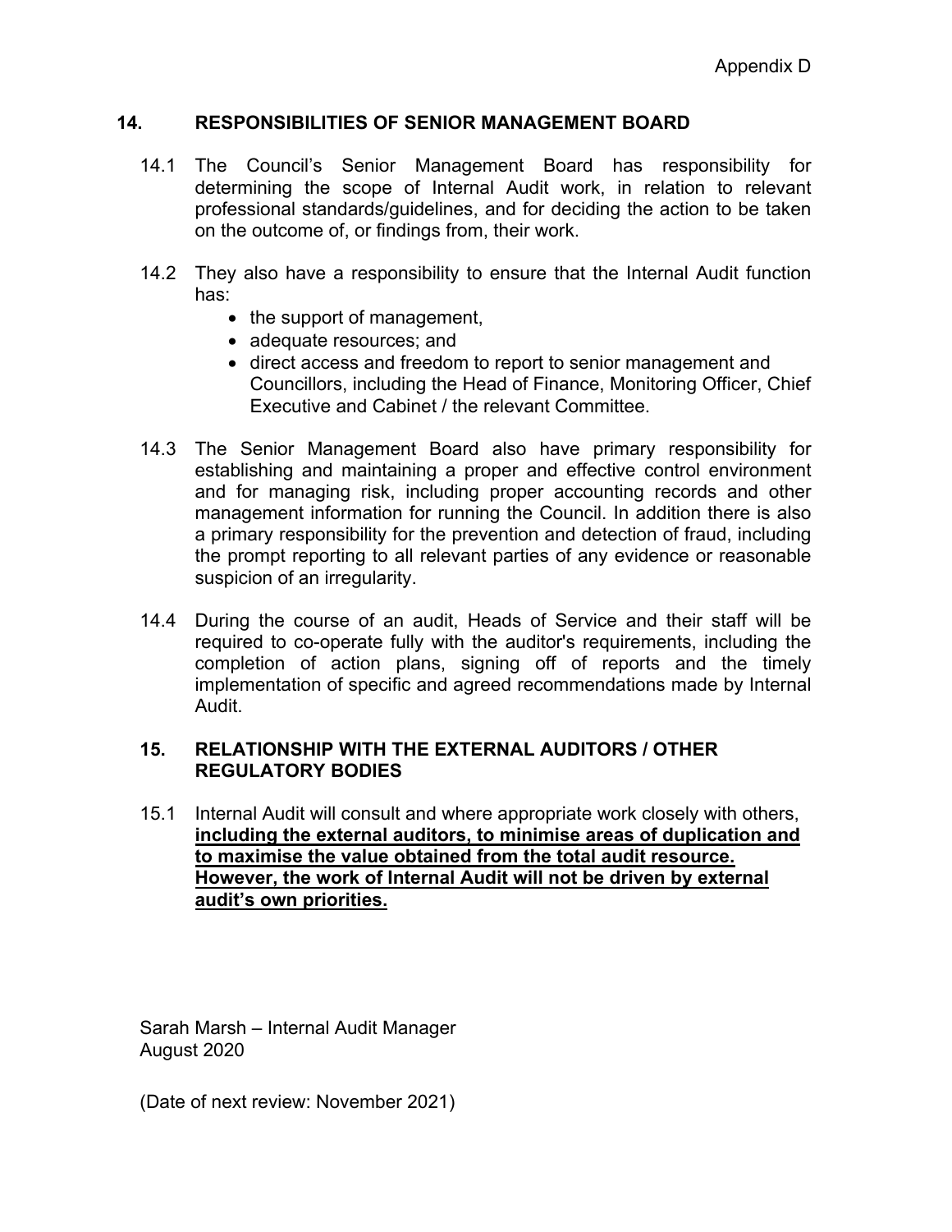Appendix D

## 14. RESPONSIBILITIES OF SENIOR MANAGEMENT BOARD

14.1 The Council's Senior Management Board has responsibility for determining the scope of Internal Audit work, in relation to relevant professional standards/guidelines, and for deciding the action to be taken on the outcome of, or findings from, their work.

14.2 They also have a responsibility to ensure that the Internal Audit function has:

- the support of management,
- adequate resources; and
- direct access and freedom to report to senior management and Councillors, including the Head of Finance, Monitoring Officer, Chief Executive and Cabinet / the relevant Committee.

14.3 The Senior Management Board also have primary responsibility for establishing and maintaining a proper and effective control environment and for managing risk, including proper accounting records and other management information for running the Council. In addition there is also a primary responsibility for the prevention and detection of fraud, including the prompt reporting to all relevant parties of any evidence or reasonable suspicion of an irregularity.

14.4 During the course of an audit, Heads of Service and their staff will be required to co-operate fully with the auditor's requirements, including the completion of action plans, signing off of reports and the timely implementation of specific and agreed recommendations made by Internal Audit.

## 15. RELATIONSHIP WITH THE EXTERNAL AUDITORS / OTHER REGULATORY BODIES

15.1 Internal Audit will consult and where appropriate work closely with others, <u>**including the external auditors, to minimise areas of duplication and to maximise the value obtained from the total audit resource. However, the work of Internal Audit will not be driven by external audit's own priorities.**</u>

Sarah Marsh – Internal Audit Manager
August 2020

(Date of next review: November 2021)